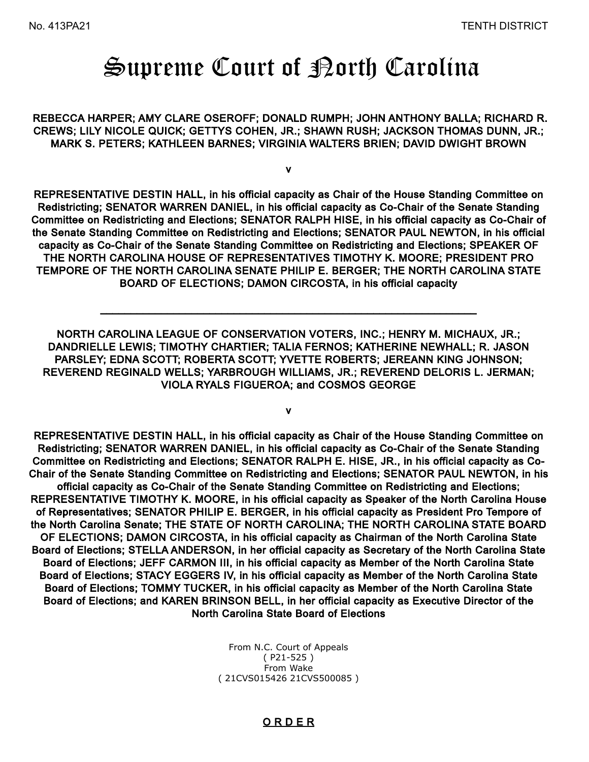No. 413PA21

TENTH DISTRICT

# Supreme Court of North Carolina

**REBECCA HARPER; AMY CLARE OSEROFF; DONALD RUMPH; JOHN ANTHONY BALLA; RICHARD R. CREWS; LILY NICOLE QUICK; GETTYS COHEN, JR.; SHAWN RUSH; JACKSON THOMAS DUNN, JR.; MARK S. PETERS; KATHLEEN BARNES; VIRGINIA WALTERS BRIEN; DAVID DWIGHT BROWN**

**v**

**REPRESENTATIVE DESTIN HALL, in his official capacity as Chair of the House Standing Committee on Redistricting; SENATOR WARREN DANIEL, in his official capacity as Co-Chair of the Senate Standing Committee on Redistricting and Elections; SENATOR RALPH HISE, in his official capacity as Co-Chair of the Senate Standing Committee on Redistricting and Elections; SENATOR PAUL NEWTON, in his official capacity as Co-Chair of the Senate Standing Committee on Redistricting and Elections; SPEAKER OF THE NORTH CAROLINA HOUSE OF REPRESENTATIVES TIMOTHY K. MOORE; PRESIDENT PRO TEMPORE OF THE NORTH CAROLINA SENATE PHILIP E. BERGER; THE NORTH CAROLINA STATE BOARD OF ELECTIONS; DAMON CIRCOSTA, in his official capacity**

---

**NORTH CAROLINA LEAGUE OF CONSERVATION VOTERS, INC.; HENRY M. MICHAUX, JR.; DANDRIELLE LEWIS; TIMOTHY CHARTIER; TALIA FERNOS; KATHERINE NEWHALL; R. JASON PARSLEY; EDNA SCOTT; ROBERTA SCOTT; YVETTE ROBERTS; JEREANN KING JOHNSON; REVEREND REGINALD WELLS; YARBROUGH WILLIAMS, JR.; REVEREND DELORIS L. JERMAN; VIOLA RYALS FIGUEROA; and COSMOS GEORGE**

**v**

**REPRESENTATIVE DESTIN HALL, in his official capacity as Chair of the House Standing Committee on Redistricting; SENATOR WARREN DANIEL, in his official capacity as Co-Chair of the Senate Standing Committee on Redistricting and Elections; SENATOR RALPH E. HISE, JR., in his official capacity as Co-Chair of the Senate Standing Committee on Redistricting and Elections; SENATOR PAUL NEWTON, in his official capacity as Co-Chair of the Senate Standing Committee on Redistricting and Elections; REPRESENTATIVE TIMOTHY K. MOORE, in his official capacity as Speaker of the North Carolina House of Representatives; SENATOR PHILIP E. BERGER, in his official capacity as President Pro Tempore of the North Carolina Senate; THE STATE OF NORTH CAROLINA; THE NORTH CAROLINA STATE BOARD OF ELECTIONS; DAMON CIRCOSTA, in his official capacity as Chairman of the North Carolina State Board of Elections; STELLA ANDERSON, in her official capacity as Secretary of the North Carolina State Board of Elections; JEFF CARMON III, in his official capacity as Member of the North Carolina State Board of Elections; STACY EGGERS IV, in his official capacity as Member of the North Carolina State Board of Elections; TOMMY TUCKER, in his official capacity as Member of the North Carolina State Board of Elections; and KAREN BRINSON BELL, in her official capacity as Executive Director of the North Carolina State Board of Elections**

From N.C. Court of Appeals
( P21-525 )
From Wake
( 21CVS015426 21CVS500085 )

## O R D E R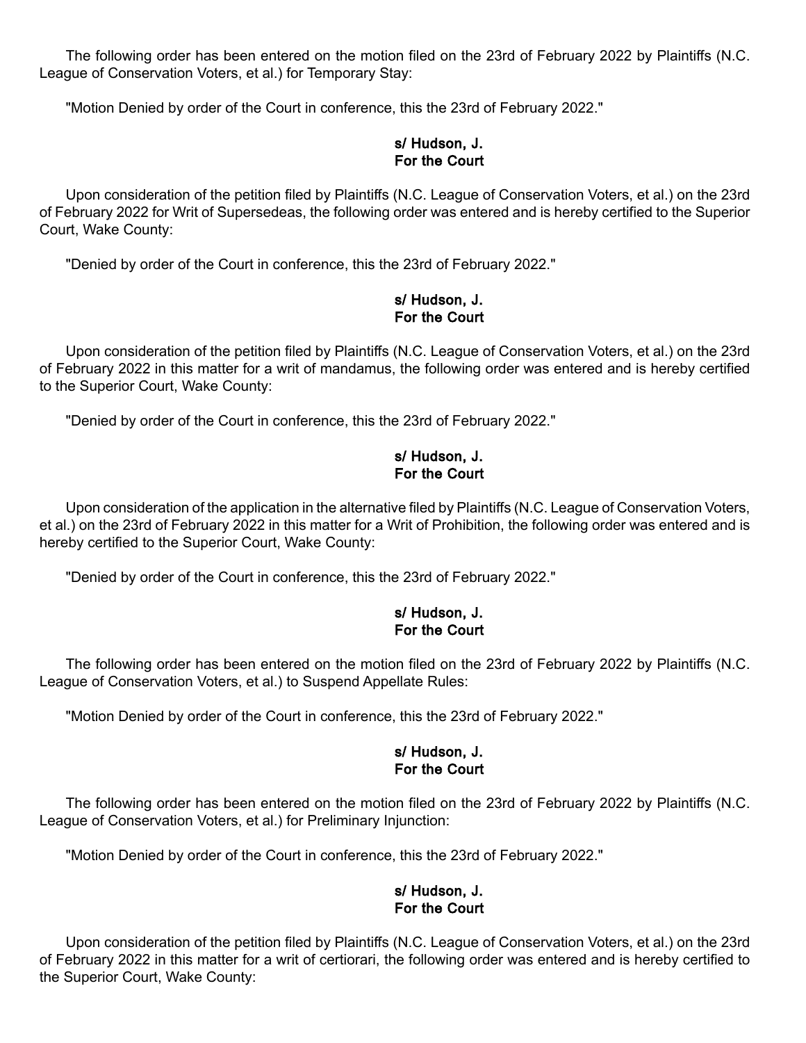The following order has been entered on the motion filed on the 23rd of February 2022 by Plaintiffs (N.C. League of Conservation Voters, et al.) for Temporary Stay:

"Motion Denied by order of the Court in conference, this the 23rd of February 2022."

**s/ Hudson, J.**
**For the Court**

Upon consideration of the petition filed by Plaintiffs (N.C. League of Conservation Voters, et al.) on the 23rd of February 2022 for Writ of Supersedeas, the following order was entered and is hereby certified to the Superior Court, Wake County:

"Denied by order of the Court in conference, this the 23rd of February 2022."

**s/ Hudson, J.**
**For the Court**

Upon consideration of the petition filed by Plaintiffs (N.C. League of Conservation Voters, et al.) on the 23rd of February 2022 in this matter for a writ of mandamus, the following order was entered and is hereby certified to the Superior Court, Wake County:

"Denied by order of the Court in conference, this the 23rd of February 2022."

**s/ Hudson, J.**
**For the Court**

Upon consideration of the application in the alternative filed by Plaintiffs (N.C. League of Conservation Voters, et al.) on the 23rd of February 2022 in this matter for a Writ of Prohibition, the following order was entered and is hereby certified to the Superior Court, Wake County:

"Denied by order of the Court in conference, this the 23rd of February 2022."

**s/ Hudson, J.**
**For the Court**

The following order has been entered on the motion filed on the 23rd of February 2022 by Plaintiffs (N.C. League of Conservation Voters, et al.) to Suspend Appellate Rules:

"Motion Denied by order of the Court in conference, this the 23rd of February 2022."

**s/ Hudson, J.**
**For the Court**

The following order has been entered on the motion filed on the 23rd of February 2022 by Plaintiffs (N.C. League of Conservation Voters, et al.) for Preliminary Injunction:

"Motion Denied by order of the Court in conference, this the 23rd of February 2022."

**s/ Hudson, J.**
**For the Court**

Upon consideration of the petition filed by Plaintiffs (N.C. League of Conservation Voters, et al.) on the 23rd of February 2022 in this matter for a writ of certiorari, the following order was entered and is hereby certified to the Superior Court, Wake County: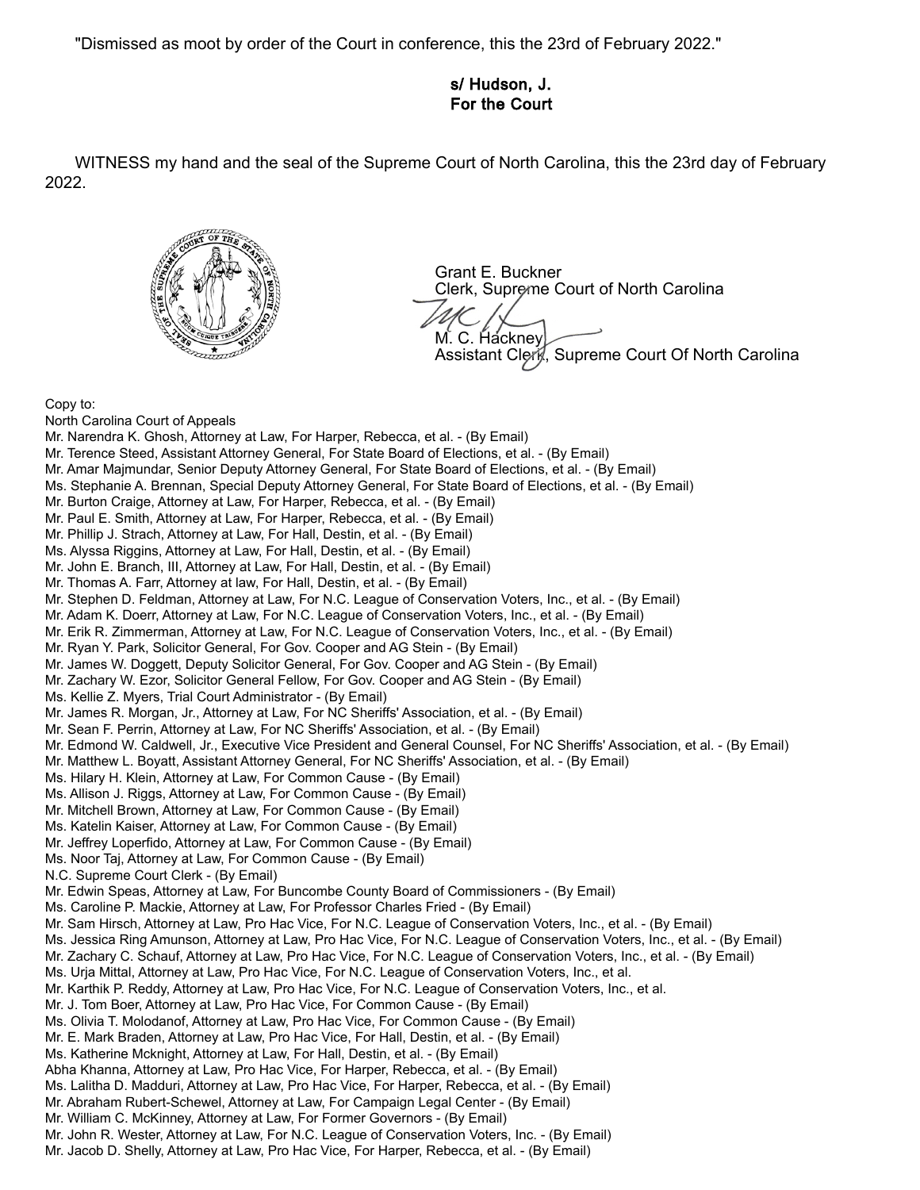"Dismissed as moot by order of the Court in conference, this the 23rd of February 2022."

**s/ Hudson, J.**
**For the Court**

WITNESS my hand and the seal of the Supreme Court of North Carolina, this the 23rd day of February 2022.

Grant E. Buckner
Clerk, Supreme Court of North Carolina

M. C. Hackney
Assistant Clerk, Supreme Court Of North Carolina

Copy to:
North Carolina Court of Appeals
Mr. Narendra K. Ghosh, Attorney at Law, For Harper, Rebecca, et al. - (By Email)
Mr. Terence Steed, Assistant Attorney General, For State Board of Elections, et al. - (By Email)
Mr. Amar Majmundar, Senior Deputy Attorney General, For State Board of Elections, et al. - (By Email)
Ms. Stephanie A. Brennan, Special Deputy Attorney General, For State Board of Elections, et al. - (By Email)
Mr. Burton Craige, Attorney at Law, For Harper, Rebecca, et al. - (By Email)
Mr. Paul E. Smith, Attorney at Law, For Harper, Rebecca, et al. - (By Email)
Mr. Phillip J. Strach, Attorney at Law, For Hall, Destin, et al. - (By Email)
Ms. Alyssa Riggins, Attorney at Law, For Hall, Destin, et al. - (By Email)
Mr. John E. Branch, III, Attorney at Law, For Hall, Destin, et al. - (By Email)
Mr. Thomas A. Farr, Attorney at law, For Hall, Destin, et al. - (By Email)
Mr. Stephen D. Feldman, Attorney at Law, For N.C. League of Conservation Voters, Inc., et al. - (By Email)
Mr. Adam K. Doerr, Attorney at Law, For N.C. League of Conservation Voters, Inc., et al. - (By Email)
Mr. Erik R. Zimmerman, Attorney at Law, For N.C. League of Conservation Voters, Inc., et al. - (By Email)
Mr. Ryan Y. Park, Solicitor General, For Gov. Cooper and AG Stein - (By Email)
Mr. James W. Doggett, Deputy Solicitor General, For Gov. Cooper and AG Stein - (By Email)
Mr. Zachary W. Ezor, Solicitor General Fellow, For Gov. Cooper and AG Stein - (By Email)
Ms. Kellie Z. Myers, Trial Court Administrator - (By Email)
Mr. James R. Morgan, Jr., Attorney at Law, For NC Sheriffs' Association, et al. - (By Email)
Mr. Sean F. Perrin, Attorney at Law, For NC Sheriffs' Association, et al. - (By Email)
Mr. Edmond W. Caldwell, Jr., Executive Vice President and General Counsel, For NC Sheriffs' Association, et al. - (By Email)
Mr. Matthew L. Boyatt, Assistant Attorney General, For NC Sheriffs' Association, et al. - (By Email)
Ms. Hilary H. Klein, Attorney at Law, For Common Cause - (By Email)
Ms. Allison J. Riggs, Attorney at Law, For Common Cause - (By Email)
Mr. Mitchell Brown, Attorney at Law, For Common Cause - (By Email)
Ms. Katelin Kaiser, Attorney at Law, For Common Cause - (By Email)
Mr. Jeffrey Loperfido, Attorney at Law, For Common Cause - (By Email)
Ms. Noor Taj, Attorney at Law, For Common Cause - (By Email)
N.C. Supreme Court Clerk - (By Email)
Mr. Edwin Speas, Attorney at Law, For Buncombe County Board of Commissioners - (By Email)
Ms. Caroline P. Mackie, Attorney at Law, For Professor Charles Fried - (By Email)
Mr. Sam Hirsch, Attorney at Law, Pro Hac Vice, For N.C. League of Conservation Voters, Inc., et al. - (By Email)
Ms. Jessica Ring Amunson, Attorney at Law, Pro Hac Vice, For N.C. League of Conservation Voters, Inc., et al. - (By Email)
Mr. Zachary C. Schauf, Attorney at Law, Pro Hac Vice, For N.C. League of Conservation Voters, Inc., et al. - (By Email)
Ms. Urja Mittal, Attorney at Law, Pro Hac Vice, For N.C. League of Conservation Voters, Inc., et al.
Mr. Karthik P. Reddy, Attorney at Law, Pro Hac Vice, For N.C. League of Conservation Voters, Inc., et al.
Mr. J. Tom Boer, Attorney at Law, Pro Hac Vice, For Common Cause - (By Email)
Ms. Olivia T. Molodanof, Attorney at Law, Pro Hac Vice, For Common Cause - (By Email)
Mr. E. Mark Braden, Attorney at Law, Pro Hac Vice, For Hall, Destin, et al. - (By Email)
Ms. Katherine Mcknight, Attorney at Law, For Hall, Destin, et al. - (By Email)
Abha Khanna, Attorney at Law, Pro Hac Vice, For Harper, Rebecca, et al. - (By Email)
Ms. Lalitha D. Madduri, Attorney at Law, Pro Hac Vice, For Harper, Rebecca, et al. - (By Email)
Mr. Abraham Rubert-Schewel, Attorney at Law, For Campaign Legal Center - (By Email)
Mr. William C. McKinney, Attorney at Law, For Former Governors - (By Email)
Mr. John R. Wester, Attorney at Law, For N.C. League of Conservation Voters, Inc. - (By Email)
Mr. Jacob D. Shelly, Attorney at Law, Pro Hac Vice, For Harper, Rebecca, et al. - (By Email)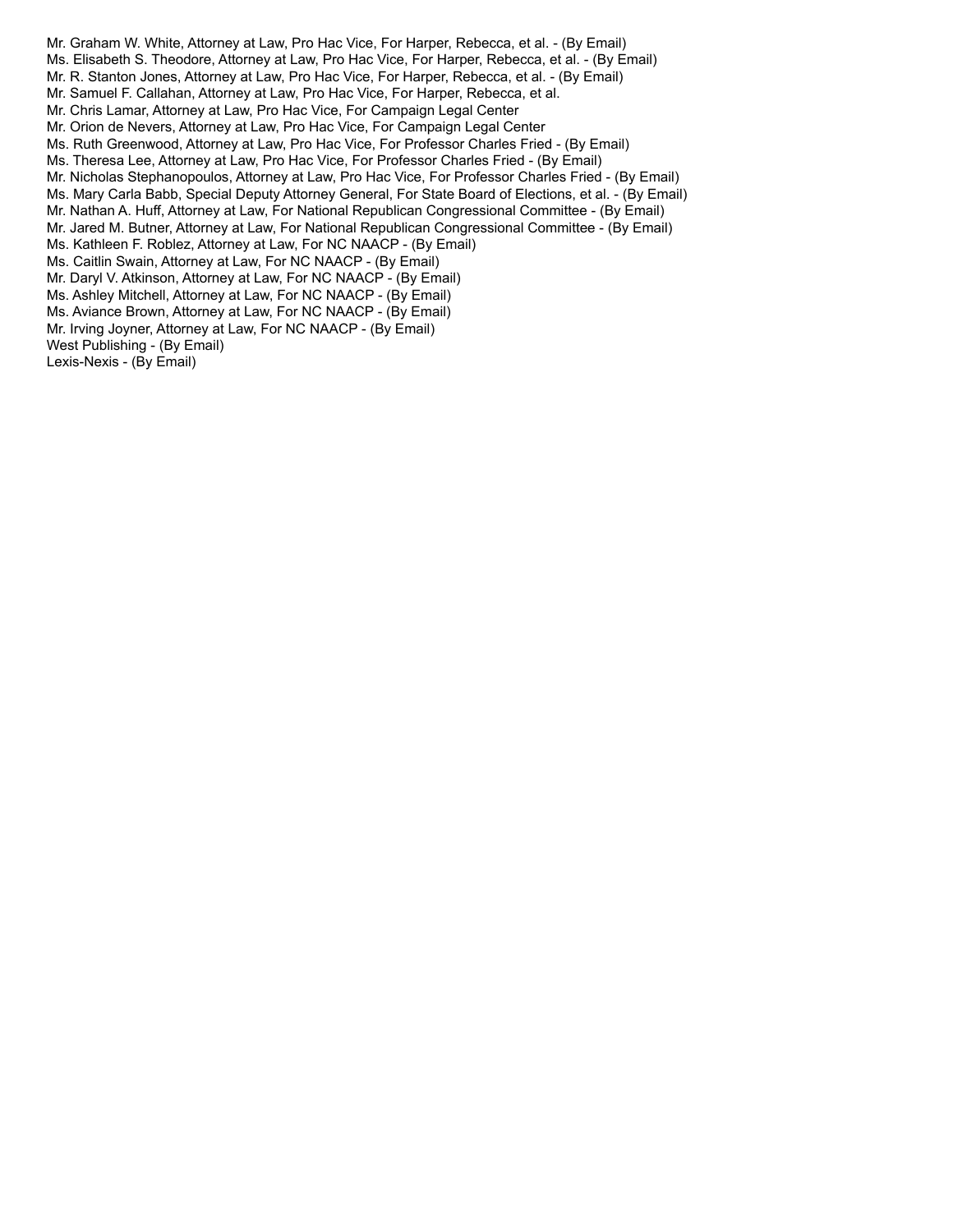Mr. Graham W. White, Attorney at Law, Pro Hac Vice, For Harper, Rebecca, et al. - (By Email)
Ms. Elisabeth S. Theodore, Attorney at Law, Pro Hac Vice, For Harper, Rebecca, et al. - (By Email)
Mr. R. Stanton Jones, Attorney at Law, Pro Hac Vice, For Harper, Rebecca, et al. - (By Email)
Mr. Samuel F. Callahan, Attorney at Law, Pro Hac Vice, For Harper, Rebecca, et al.
Mr. Chris Lamar, Attorney at Law, Pro Hac Vice, For Campaign Legal Center
Mr. Orion de Nevers, Attorney at Law, Pro Hac Vice, For Campaign Legal Center
Ms. Ruth Greenwood, Attorney at Law, Pro Hac Vice, For Professor Charles Fried - (By Email)
Ms. Theresa Lee, Attorney at Law, Pro Hac Vice, For Professor Charles Fried - (By Email)
Mr. Nicholas Stephanopoulos, Attorney at Law, Pro Hac Vice, For Professor Charles Fried - (By Email)
Ms. Mary Carla Babb, Special Deputy Attorney General, For State Board of Elections, et al. - (By Email)
Mr. Nathan A. Huff, Attorney at Law, For National Republican Congressional Committee - (By Email)
Mr. Jared M. Butner, Attorney at Law, For National Republican Congressional Committee - (By Email)
Ms. Kathleen F. Roblez, Attorney at Law, For NC NAACP - (By Email)
Ms. Caitlin Swain, Attorney at Law, For NC NAACP - (By Email)
Mr. Daryl V. Atkinson, Attorney at Law, For NC NAACP - (By Email)
Ms. Ashley Mitchell, Attorney at Law, For NC NAACP - (By Email)
Ms. Aviance Brown, Attorney at Law, For NC NAACP - (By Email)
Mr. Irving Joyner, Attorney at Law, For NC NAACP - (By Email)
West Publishing - (By Email)
Lexis-Nexis - (By Email)